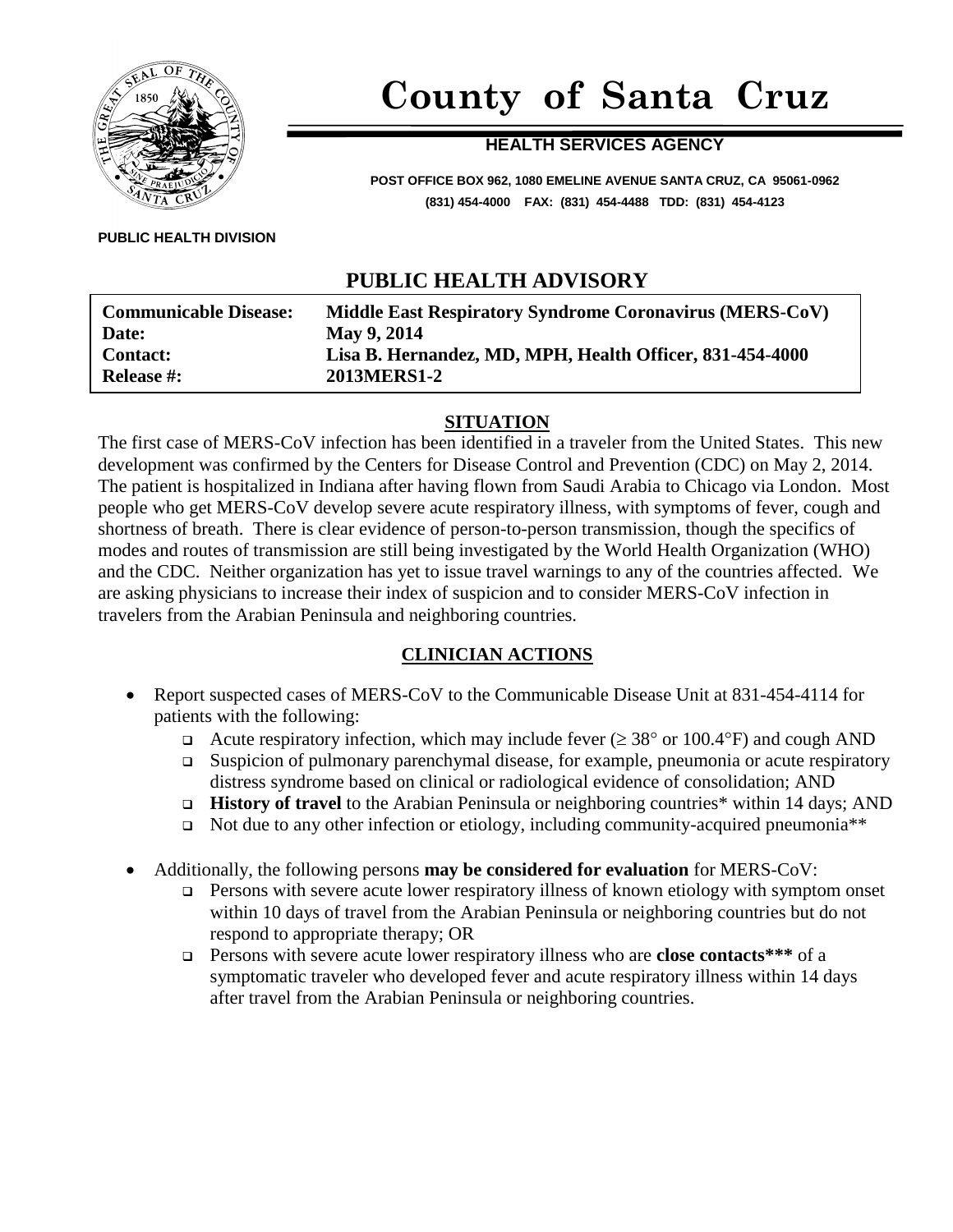# County of Santa Cruz

**HEALTH SERVICES AGENCY**

**POST OFFICE BOX 962, 1080 EMELINE AVENUE SANTA CRUZ, CA 95061-0962**
**(831) 454-4000 FAX: (831) 454-4488 TDD: (831) 454-4123**

**PUBLIC HEALTH DIVISION**

## PUBLIC HEALTH ADVISORY

| | |
|---|---|
| **Communicable Disease:** | **Middle East Respiratory Syndrome Coronavirus (MERS-CoV)** |
| **Date:** | **May 9, 2014** |
| **Contact:** | **Lisa B. Hernandez, MD, MPH, Health Officer, 831-454-4000** |
| **Release #:** | **2013MERS1-2** |

### SITUATION

The first case of MERS-CoV infection has been identified in a traveler from the United States. This new development was confirmed by the Centers for Disease Control and Prevention (CDC) on May 2, 2014. The patient is hospitalized in Indiana after having flown from Saudi Arabia to Chicago via London. Most people who get MERS-CoV develop severe acute respiratory illness, with symptoms of fever, cough and shortness of breath. There is clear evidence of person-to-person transmission, though the specifics of modes and routes of transmission are still being investigated by the World Health Organization (WHO) and the CDC. Neither organization has yet to issue travel warnings to any of the countries affected. We are asking physicians to increase their index of suspicion and to consider MERS-CoV infection in travelers from the Arabian Peninsula and neighboring countries.

### CLINICIAN ACTIONS

- Report suspected cases of MERS-CoV to the Communicable Disease Unit at 831-454-4114 for patients with the following:
  - Acute respiratory infection, which may include fever (≥ 38° or 100.4°F) and cough AND
  - Suspicion of pulmonary parenchymal disease, for example, pneumonia or acute respiratory distress syndrome based on clinical or radiological evidence of consolidation; AND
  - **History of travel** to the Arabian Peninsula or neighboring countries* within 14 days; AND
  - Not due to any other infection or etiology, including community-acquired pneumonia**

- Additionally, the following persons **may be considered for evaluation** for MERS-CoV:
  - Persons with severe acute lower respiratory illness of known etiology with symptom onset within 10 days of travel from the Arabian Peninsula or neighboring countries but do not respond to appropriate therapy; OR
  - Persons with severe acute lower respiratory illness who are **close contacts***** of a symptomatic traveler who developed fever and acute respiratory illness within 14 days after travel from the Arabian Peninsula or neighboring countries.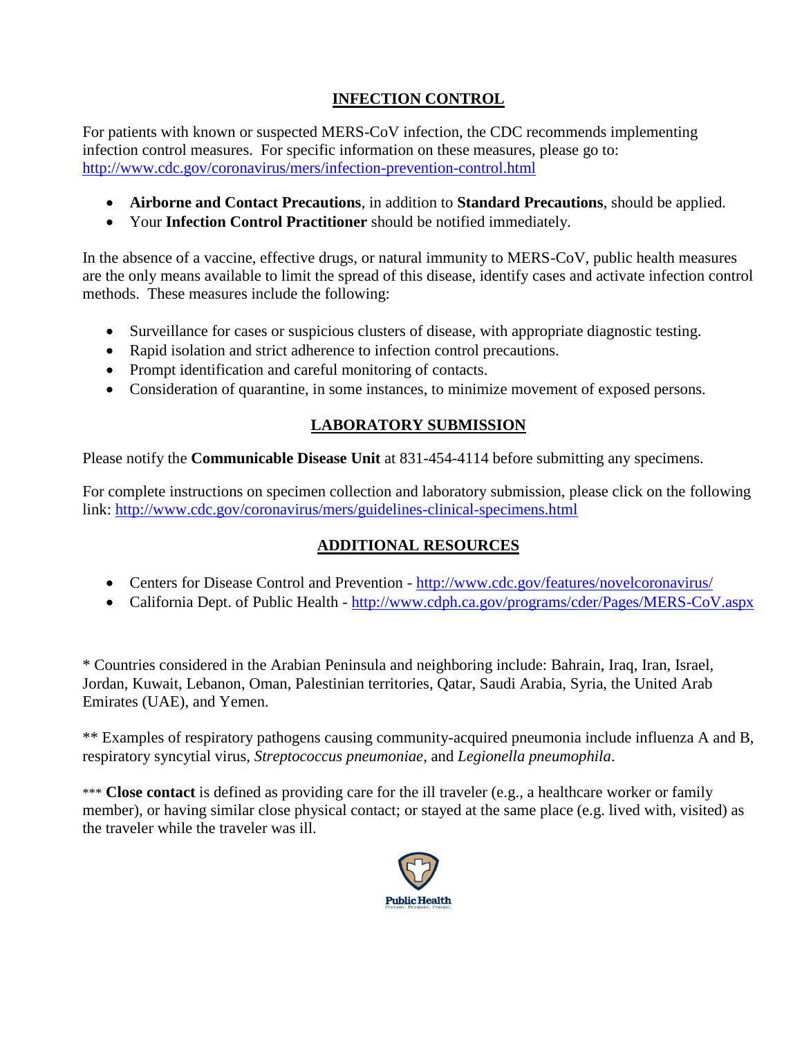## INFECTION CONTROL

For patients with known or suspected MERS-CoV infection, the CDC recommends implementing infection control measures. For specific information on these measures, please go to: http://www.cdc.gov/coronavirus/mers/infection-prevention-control.html

- **Airborne and Contact Precautions**, in addition to **Standard Precautions**, should be applied.
- Your **Infection Control Practitioner** should be notified immediately.

In the absence of a vaccine, effective drugs, or natural immunity to MERS-CoV, public health measures are the only means available to limit the spread of this disease, identify cases and activate infection control methods. These measures include the following:

- Surveillance for cases or suspicious clusters of disease, with appropriate diagnostic testing.
- Rapid isolation and strict adherence to infection control precautions.
- Prompt identification and careful monitoring of contacts.
- Consideration of quarantine, in some instances, to minimize movement of exposed persons.

## LABORATORY SUBMISSION

Please notify the **Communicable Disease Unit** at 831-454-4114 before submitting any specimens.

For complete instructions on specimen collection and laboratory submission, please click on the following link: http://www.cdc.gov/coronavirus/mers/guidelines-clinical-specimens.html

## ADDITIONAL RESOURCES

- Centers for Disease Control and Prevention - http://www.cdc.gov/features/novelcoronavirus/
- California Dept. of Public Health - http://www.cdph.ca.gov/programs/cder/Pages/MERS-CoV.aspx

* Countries considered in the Arabian Peninsula and neighboring include: Bahrain, Iraq, Iran, Israel, Jordan, Kuwait, Lebanon, Oman, Palestinian territories, Qatar, Saudi Arabia, Syria, the United Arab Emirates (UAE), and Yemen.

** Examples of respiratory pathogens causing community-acquired pneumonia include influenza A and B, respiratory syncytial virus, *Streptococcus pneumoniae*, and *Legionella pneumophila*.

*** **Close contact** is defined as providing care for the ill traveler (e.g., a healthcare worker or family member), or having similar close physical contact; or stayed at the same place (e.g. lived with, visited) as the traveler while the traveler was ill.

Public Health
Prevent. Promote. Protect.